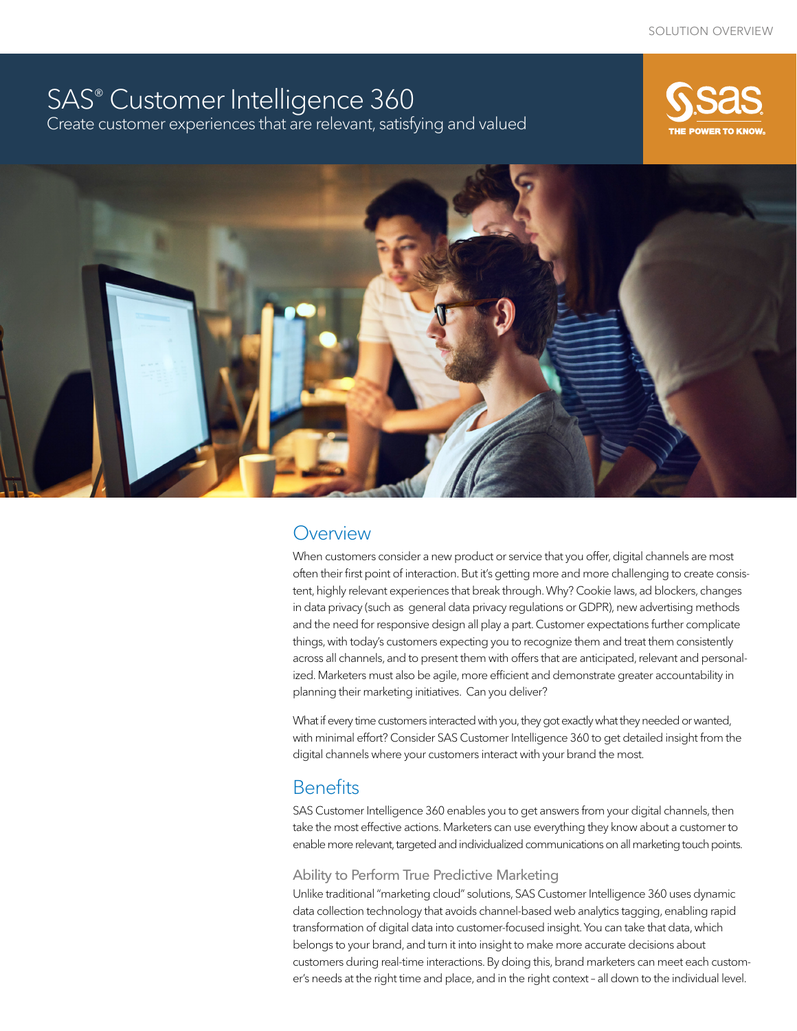# SAS® Customer Intelligence 360

Create customer experiences that are relevant, satisfying and valued

## Overview

When customers consider a new product or service that you offer, digital channels are most often their first point of interaction. But it's getting more and more challenging to create consistent, highly relevant experiences that break through. Why? Cookie laws, ad blockers, changes in data privacy (such as general data privacy regulations or GDPR), new advertising methods and the need for responsive design all play a part. Customer expectations further complicate things, with today's customers expecting you to recognize them and treat them consistently across all channels, and to present them with offers that are anticipated, relevant and personalized. Marketers must also be agile, more efficient and demonstrate greater accountability in planning their marketing initiatives. Can you deliver?

What if every time customers interacted with you, they got exactly what they needed or wanted, with minimal effort? Consider SAS Customer Intelligence 360 to get detailed insight from the digital channels where your customers interact with your brand the most.

## Benefits

SAS Customer Intelligence 360 enables you to get answers from your digital channels, then take the most effective actions. Marketers can use everything they know about a customer to enable more relevant, targeted and individualized communications on all marketing touch points.

### Ability to Perform True Predictive Marketing

Unlike traditional "marketing cloud" solutions, SAS Customer Intelligence 360 uses dynamic data collection technology that avoids channel-based web analytics tagging, enabling rapid transformation of digital data into customer-focused insight. You can take that data, which belongs to your brand, and turn it into insight to make more accurate decisions about customers during real-time interactions. By doing this, brand marketers can meet each customer's needs at the right time and place, and in the right context – all down to the individual level.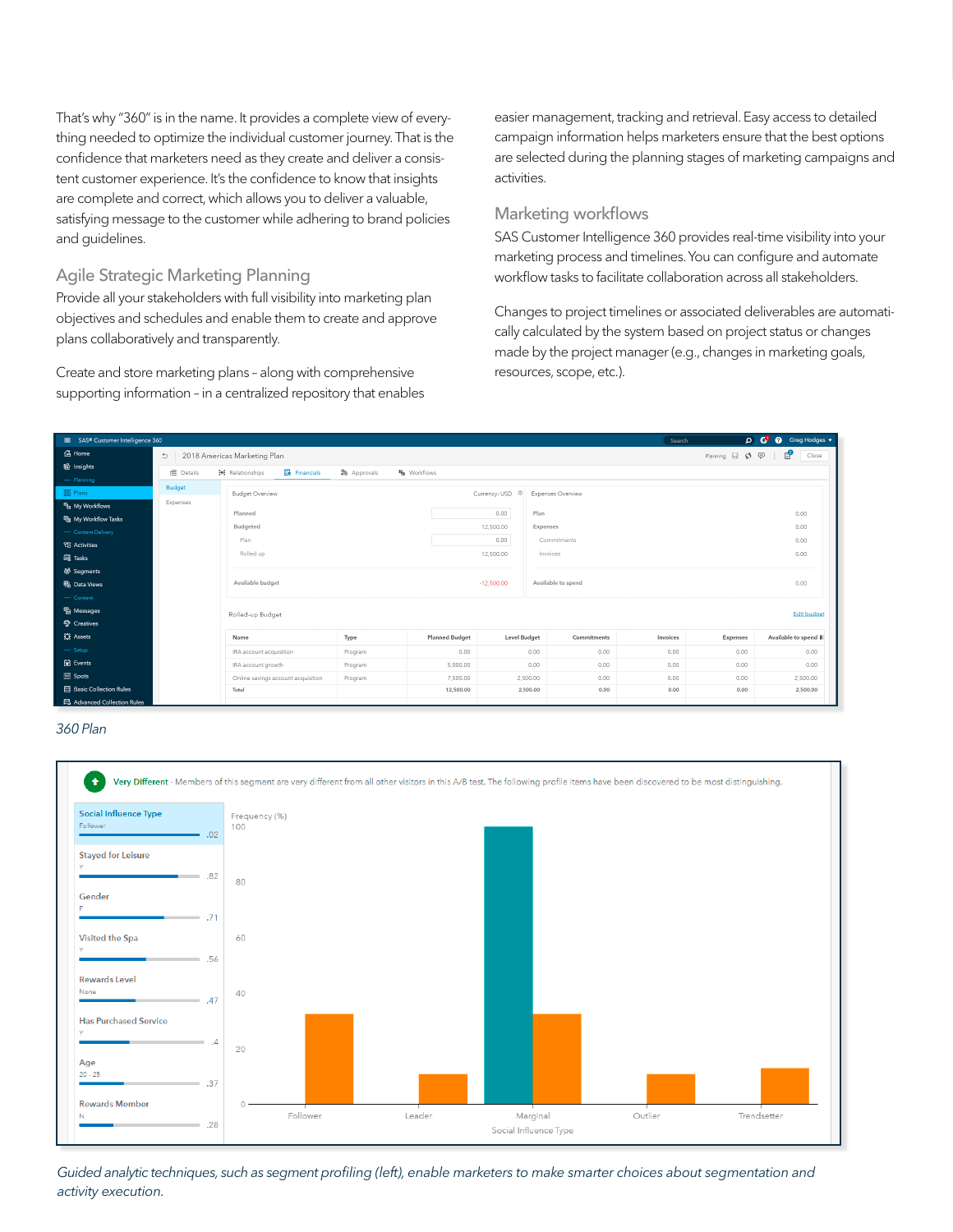That's why "360" is in the name. It provides a complete view of everything needed to optimize the individual customer journey. That is the confidence that marketers need as they create and deliver a consistent customer experience. It's the confidence to know that insights are complete and correct, which allows you to deliver a valuable, satisfying message to the customer while adhering to brand policies and guidelines.

## Agile Strategic Marketing Planning

Provide all your stakeholders with full visibility into marketing plan objectives and schedules and enable them to create and approve plans collaboratively and transparently.

Create and store marketing plans – along with comprehensive supporting information – in a centralized repository that enables easier management, tracking and retrieval. Easy access to detailed campaign information helps marketers ensure that the best options are selected during the planning stages of marketing campaigns and activities.

## Marketing workflows

SAS Customer Intelligence 360 provides real-time visibility into your marketing process and timelines. You can configure and automate workflow tasks to facilitate collaboration across all stakeholders.

Changes to project timelines or associated deliverables are automatically calculated by the system based on project status or changes made by the project manager (e.g., changes in marketing goals, resources, scope, etc.).

*360 Plan*

*Guided analytic techniques, such as segment profiling (left), enable marketers to make smarter choices about segmentation and activity execution.*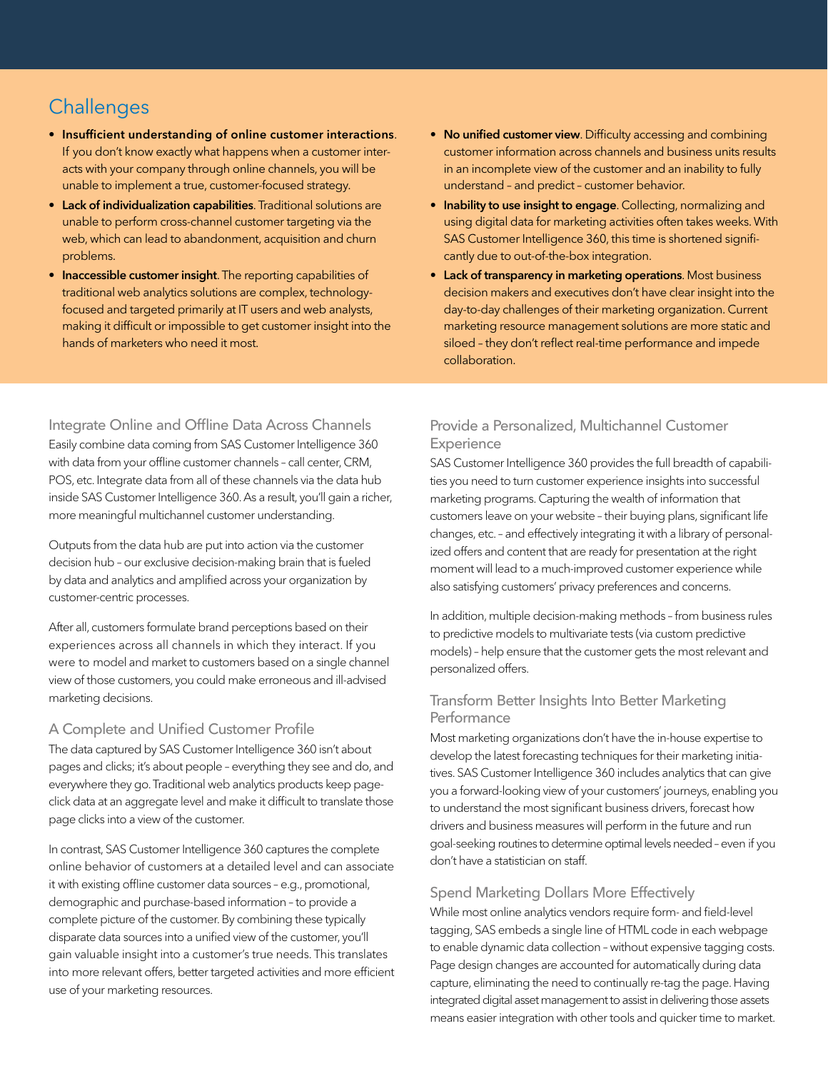## Challenges

- **Insufficient understanding of online customer interactions**. If you don't know exactly what happens when a customer interacts with your company through online channels, you will be unable to implement a true, customer-focused strategy.
- **Lack of individualization capabilities**. Traditional solutions are unable to perform cross-channel customer targeting via the web, which can lead to abandonment, acquisition and churn problems.
- **Inaccessible customer insight**. The reporting capabilities of traditional web analytics solutions are complex, technology-focused and targeted primarily at IT users and web analysts, making it difficult or impossible to get customer insight into the hands of marketers who need it most.
- **No unified customer view**. Difficulty accessing and combining customer information across channels and business units results in an incomplete view of the customer and an inability to fully understand – and predict – customer behavior.
- **Inability to use insight to engage**. Collecting, normalizing and using digital data for marketing activities often takes weeks. With SAS Customer Intelligence 360, this time is shortened significantly due to out-of-the-box integration.
- **Lack of transparency in marketing operations**. Most business decision makers and executives don't have clear insight into the day-to-day challenges of their marketing organization. Current marketing resource management solutions are more static and siloed – they don't reflect real-time performance and impede collaboration.

### Integrate Online and Offline Data Across Channels

Easily combine data coming from SAS Customer Intelligence 360 with data from your offline customer channels – call center, CRM, POS, etc. Integrate data from all of these channels via the data hub inside SAS Customer Intelligence 360. As a result, you'll gain a richer, more meaningful multichannel customer understanding.

Outputs from the data hub are put into action via the customer decision hub – our exclusive decision-making brain that is fueled by data and analytics and amplified across your organization by customer-centric processes.

After all, customers formulate brand perceptions based on their experiences across all channels in which they interact. If you were to model and market to customers based on a single channel view of those customers, you could make erroneous and ill-advised marketing decisions.

### A Complete and Unified Customer Profile

The data captured by SAS Customer Intelligence 360 isn't about pages and clicks; it's about people – everything they see and do, and everywhere they go. Traditional web analytics products keep page-click data at an aggregate level and make it difficult to translate those page clicks into a view of the customer.

In contrast, SAS Customer Intelligence 360 captures the complete online behavior of customers at a detailed level and can associate it with existing offline customer data sources – e.g., promotional, demographic and purchase-based information – to provide a complete picture of the customer. By combining these typically disparate data sources into a unified view of the customer, you'll gain valuable insight into a customer's true needs. This translates into more relevant offers, better targeted activities and more efficient use of your marketing resources.

### Provide a Personalized, Multichannel Customer Experience

SAS Customer Intelligence 360 provides the full breadth of capabilities you need to turn customer experience insights into successful marketing programs. Capturing the wealth of information that customers leave on your website – their buying plans, significant life changes, etc. – and effectively integrating it with a library of personalized offers and content that are ready for presentation at the right moment will lead to a much-improved customer experience while also satisfying customers' privacy preferences and concerns.

In addition, multiple decision-making methods – from business rules to predictive models to multivariate tests (via custom predictive models) – help ensure that the customer gets the most relevant and personalized offers.

### Transform Better Insights Into Better Marketing Performance

Most marketing organizations don't have the in-house expertise to develop the latest forecasting techniques for their marketing initiatives. SAS Customer Intelligence 360 includes analytics that can give you a forward-looking view of your customers' journeys, enabling you to understand the most significant business drivers, forecast how drivers and business measures will perform in the future and run goal-seeking routines to determine optimal levels needed – even if you don't have a statistician on staff.

### Spend Marketing Dollars More Effectively

While most online analytics vendors require form- and field-level tagging, SAS embeds a single line of HTML code in each webpage to enable dynamic data collection – without expensive tagging costs. Page design changes are accounted for automatically during data capture, eliminating the need to continually re-tag the page. Having integrated digital asset management to assist in delivering those assets means easier integration with other tools and quicker time to market.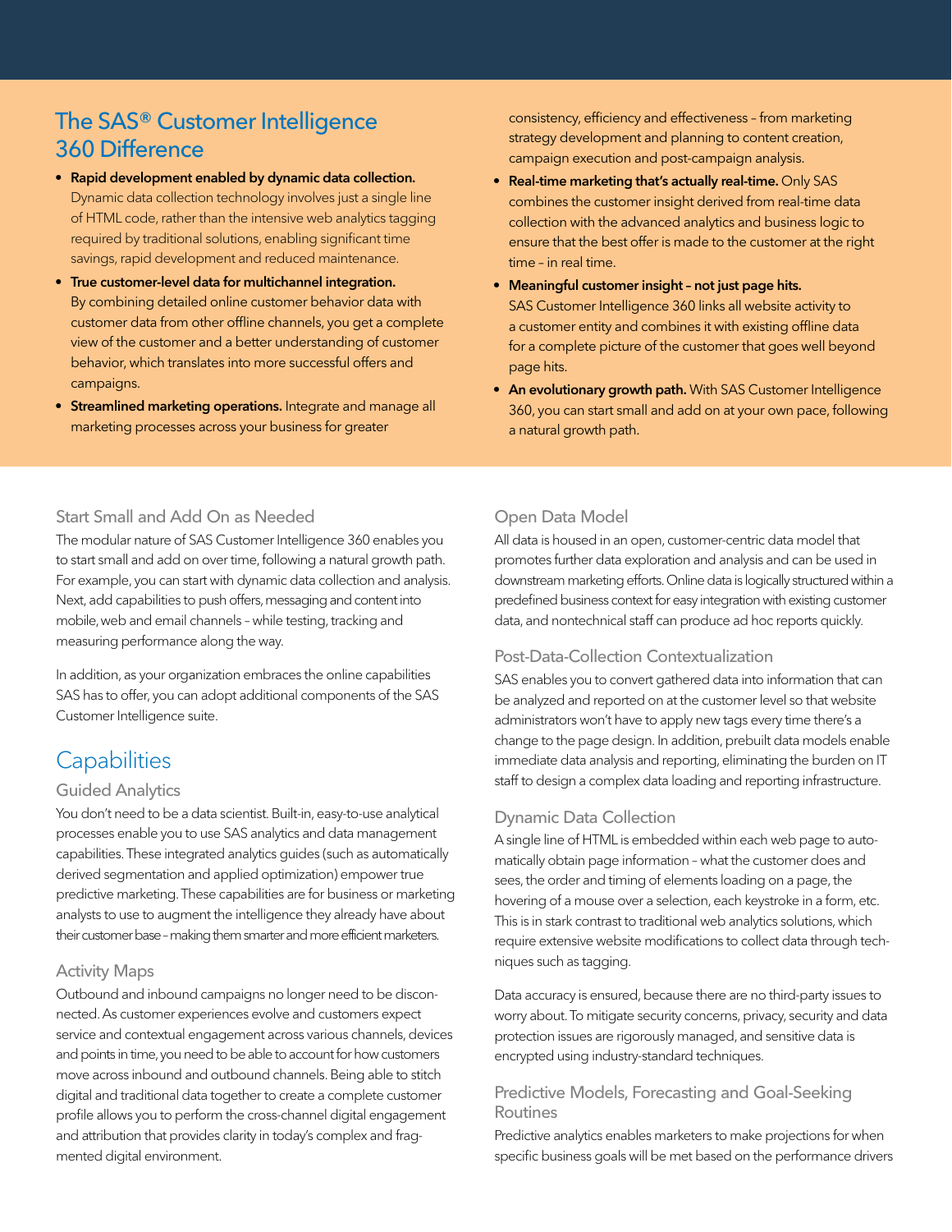## The SAS® Customer Intelligence 360 Difference

- **Rapid development enabled by dynamic data collection.** Dynamic data collection technology involves just a single line of HTML code, rather than the intensive web analytics tagging required by traditional solutions, enabling significant time savings, rapid development and reduced maintenance.
- **True customer-level data for multichannel integration.** By combining detailed online customer behavior data with customer data from other offline channels, you get a complete view of the customer and a better understanding of customer behavior, which translates into more successful offers and campaigns.
- **Streamlined marketing operations.** Integrate and manage all marketing processes across your business for greater consistency, efficiency and effectiveness – from marketing strategy development and planning to content creation, campaign execution and post-campaign analysis.
- **Real-time marketing that's actually real-time.** Only SAS combines the customer insight derived from real-time data collection with the advanced analytics and business logic to ensure that the best offer is made to the customer at the right time – in real time.
- **Meaningful customer insight – not just page hits.** SAS Customer Intelligence 360 links all website activity to a customer entity and combines it with existing offline data for a complete picture of the customer that goes well beyond page hits.
- **An evolutionary growth path.** With SAS Customer Intelligence 360, you can start small and add on at your own pace, following a natural growth path.

### Start Small and Add On as Needed

The modular nature of SAS Customer Intelligence 360 enables you to start small and add on over time, following a natural growth path. For example, you can start with dynamic data collection and analysis. Next, add capabilities to push offers, messaging and content into mobile, web and email channels – while testing, tracking and measuring performance along the way.

In addition, as your organization embraces the online capabilities SAS has to offer, you can adopt additional components of the SAS Customer Intelligence suite.

## Capabilities

### Guided Analytics

You don't need to be a data scientist. Built-in, easy-to-use analytical processes enable you to use SAS analytics and data management capabilities. These integrated analytics guides (such as automatically derived segmentation and applied optimization) empower true predictive marketing. These capabilities are for business or marketing analysts to use to augment the intelligence they already have about their customer base – making them smarter and more efficient marketers.

### Activity Maps

Outbound and inbound campaigns no longer need to be disconnected. As customer experiences evolve and customers expect service and contextual engagement across various channels, devices and points in time, you need to be able to account for how customers move across inbound and outbound channels. Being able to stitch digital and traditional data together to create a complete customer profile allows you to perform the cross-channel digital engagement and attribution that provides clarity in today's complex and fragmented digital environment.

### Open Data Model

All data is housed in an open, customer-centric data model that promotes further data exploration and analysis and can be used in downstream marketing efforts. Online data is logically structured within a predefined business context for easy integration with existing customer data, and nontechnical staff can produce ad hoc reports quickly.

### Post-Data-Collection Contextualization

SAS enables you to convert gathered data into information that can be analyzed and reported on at the customer level so that website administrators won't have to apply new tags every time there's a change to the page design. In addition, prebuilt data models enable immediate data analysis and reporting, eliminating the burden on IT staff to design a complex data loading and reporting infrastructure.

### Dynamic Data Collection

A single line of HTML is embedded within each web page to automatically obtain page information – what the customer does and sees, the order and timing of elements loading on a page, the hovering of a mouse over a selection, each keystroke in a form, etc. This is in stark contrast to traditional web analytics solutions, which require extensive website modifications to collect data through techniques such as tagging.

Data accuracy is ensured, because there are no third-party issues to worry about. To mitigate security concerns, privacy, security and data protection issues are rigorously managed, and sensitive data is encrypted using industry-standard techniques.

### Predictive Models, Forecasting and Goal-Seeking Routines

Predictive analytics enables marketers to make projections for when specific business goals will be met based on the performance drivers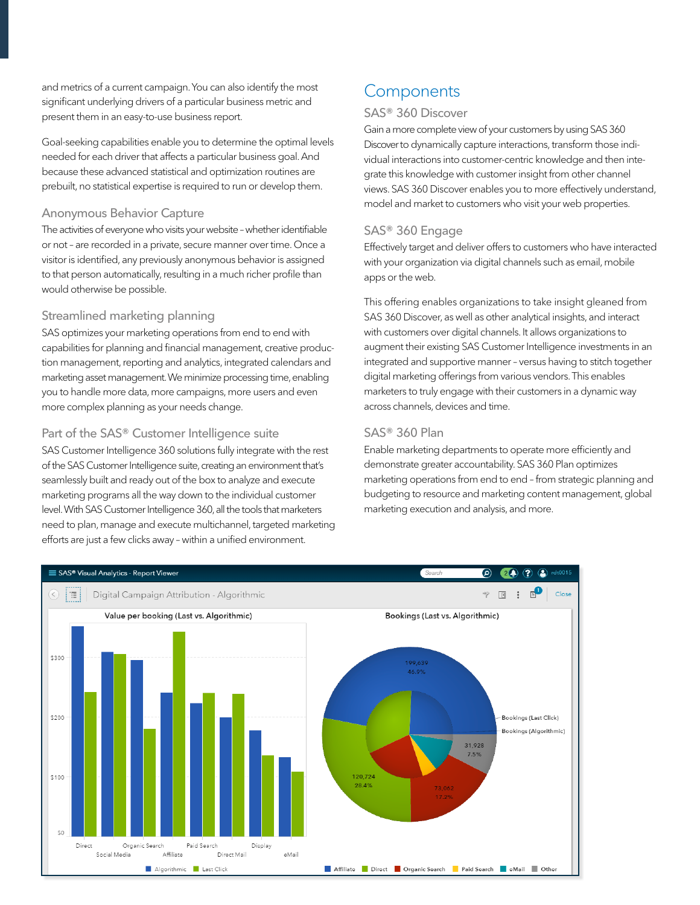and metrics of a current campaign. You can also identify the most significant underlying drivers of a particular business metric and present them in an easy-to-use business report.

Goal-seeking capabilities enable you to determine the optimal levels needed for each driver that affects a particular business goal. And because these advanced statistical and optimization routines are prebuilt, no statistical expertise is required to run or develop them.

### Anonymous Behavior Capture

The activities of everyone who visits your website – whether identifiable or not – are recorded in a private, secure manner over time. Once a visitor is identified, any previously anonymous behavior is assigned to that person automatically, resulting in a much richer profile than would otherwise be possible.

### Streamlined marketing planning

SAS optimizes your marketing operations from end to end with capabilities for planning and financial management, creative production management, reporting and analytics, integrated calendars and marketing asset management. We minimize processing time, enabling you to handle more data, more campaigns, more users and even more complex planning as your needs change.

### Part of the SAS® Customer Intelligence suite

SAS Customer Intelligence 360 solutions fully integrate with the rest of the SAS Customer Intelligence suite, creating an environment that's seamlessly built and ready out of the box to analyze and execute marketing programs all the way down to the individual customer level. With SAS Customer Intelligence 360, all the tools that marketers need to plan, manage and execute multichannel, targeted marketing efforts are just a few clicks away – within a unified environment.

## Components

### SAS® 360 Discover

Gain a more complete view of your customers by using SAS 360 Discover to dynamically capture interactions, transform those individual interactions into customer-centric knowledge and then integrate this knowledge with customer insight from other channel views. SAS 360 Discover enables you to more effectively understand, model and market to customers who visit your web properties.

### SAS® 360 Engage

Effectively target and deliver offers to customers who have interacted with your organization via digital channels such as email, mobile apps or the web.

This offering enables organizations to take insight gleaned from SAS 360 Discover, as well as other analytical insights, and interact with customers over digital channels. It allows organizations to augment their existing SAS Customer Intelligence investments in an integrated and supportive manner – versus having to stitch together digital marketing offerings from various vendors. This enables marketers to truly engage with their customers in a dynamic way across channels, devices and time.

### SAS® 360 Plan

Enable marketing departments to operate more efficiently and demonstrate greater accountability. SAS 360 Plan optimizes marketing operations from end to end – from strategic planning and budgeting to resource and marketing content management, global marketing execution and analysis, and more.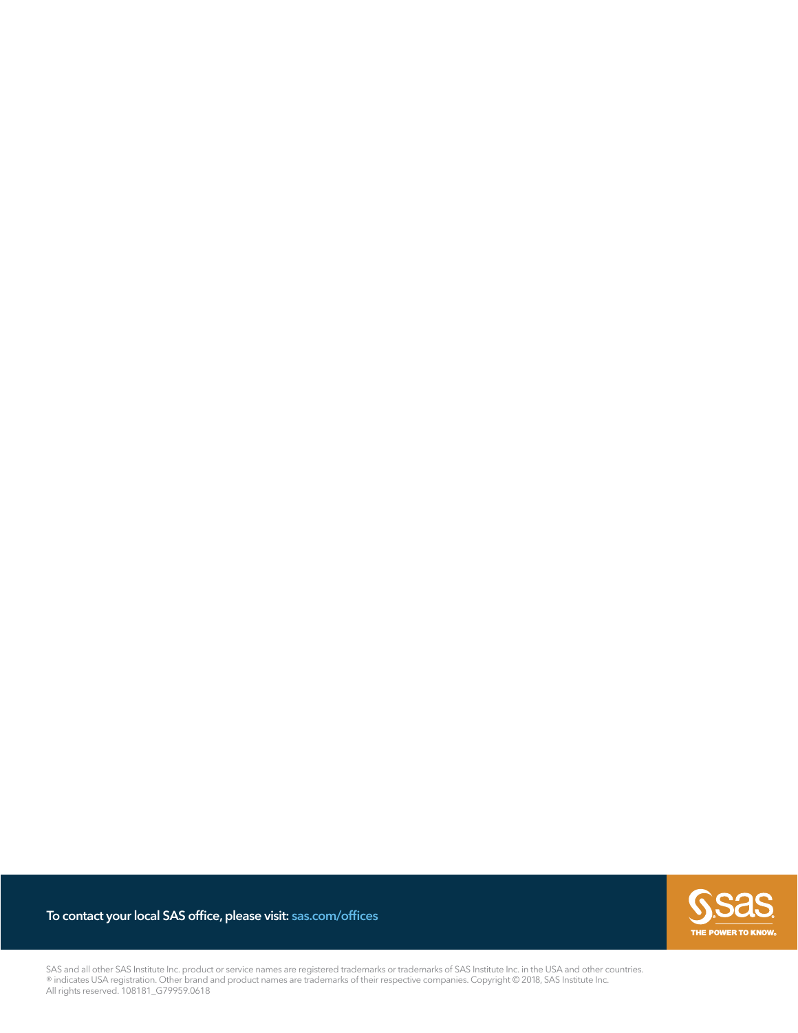To contact your local SAS office, please visit: sas.com/offices

SAS THE POWER TO KNOW.

SAS and all other SAS Institute Inc. product or service names are registered trademarks or trademarks of SAS Institute Inc. in the USA and other countries. ® indicates USA registration. Other brand and product names are trademarks of their respective companies. Copyright © 2018, SAS Institute Inc. All rights reserved. 108181_G79959.0618